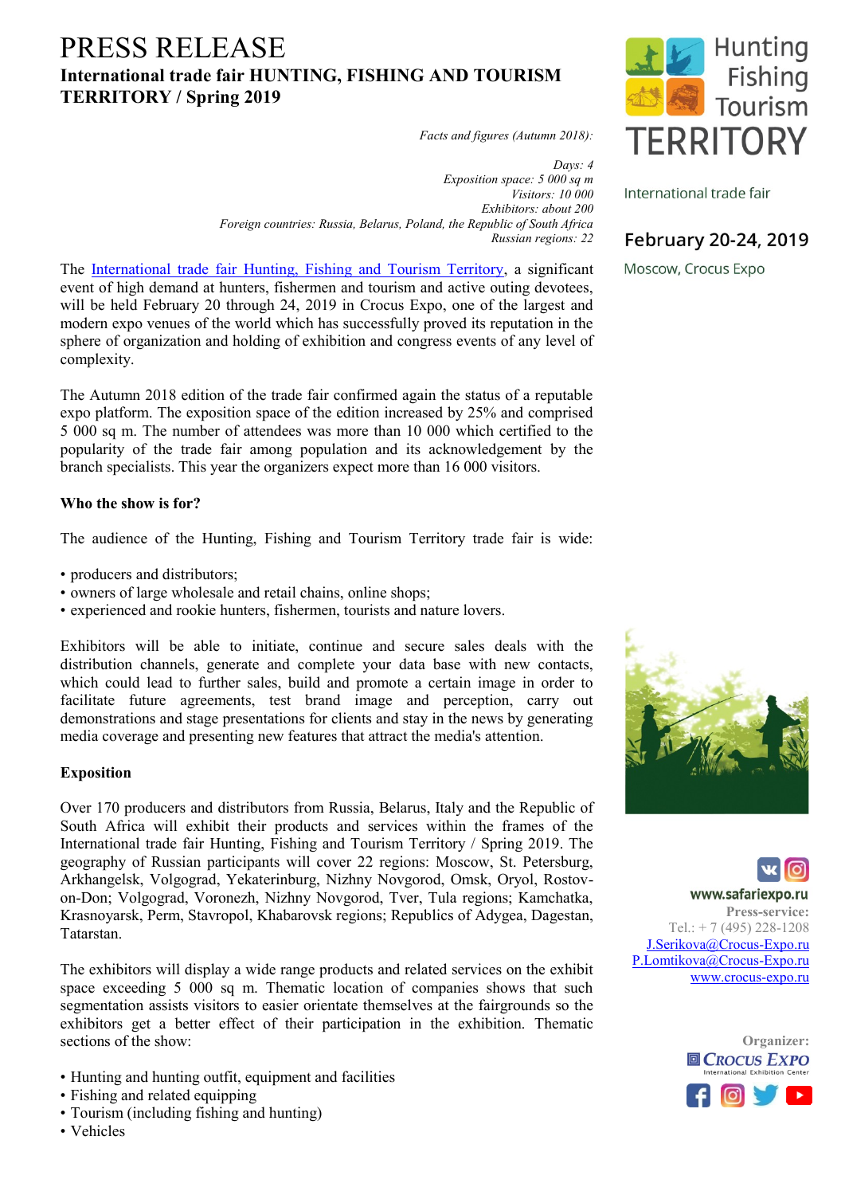# PRESS RELEASE

## International trade fair HUNTING, FISHING AND TOURISM TERRITORY / Spring 2019

*Facts and figures (Autumn 2018):*

*Days: 4*
*Exposition space: 5 000 sq m*
*Visitors: 10 000*
*Exhibitors: about 200*
*Foreign countries: Russia, Belarus, Poland, the Republic of South Africa*
*Russian regions: 22*

The International trade fair Hunting, Fishing and Tourism Territory, a significant event of high demand at hunters, fishermen and tourism and active outing devotees, will be held February 20 through 24, 2019 in Crocus Expo, one of the largest and modern expo venues of the world which has successfully proved its reputation in the sphere of organization and holding of exhibition and congress events of any level of complexity.

The Autumn 2018 edition of the trade fair confirmed again the status of a reputable expo platform. The exposition space of the edition increased by 25% and comprised 5 000 sq m. The number of attendees was more than 10 000 which certified to the popularity of the trade fair among population and its acknowledgement by the branch specialists. This year the organizers expect more than 16 000 visitors.

**Who the show is for?**

The audience of the Hunting, Fishing and Tourism Territory trade fair is wide:

- producers and distributors;
- owners of large wholesale and retail chains, online shops;
- experienced and rookie hunters, fishermen, tourists and nature lovers.

Exhibitors will be able to initiate, continue and secure sales deals with the distribution channels, generate and complete your data base with new contacts, which could lead to further sales, build and promote a certain image in order to facilitate future agreements, test brand image and perception, carry out demonstrations and stage presentations for clients and stay in the news by generating media coverage and presenting new features that attract the media's attention.

**Exposition**

Over 170 producers and distributors from Russia, Belarus, Italy and the Republic of South Africa will exhibit their products and services within the frames of the International trade fair Hunting, Fishing and Tourism Territory / Spring 2019. The geography of Russian participants will cover 22 regions: Moscow, St. Petersburg, Arkhangelsk, Volgograd, Yekaterinburg, Nizhny Novgorod, Omsk, Oryol, Rostov-on-Don; Volgograd, Voronezh, Nizhny Novgorod, Tver, Tula regions; Kamchatka, Krasnoyarsk, Perm, Stavropol, Khabarovsk regions; Republics of Adygea, Dagestan, Tatarstan.

The exhibitors will display a wide range products and related services on the exhibit space exceeding 5 000 sq m. Thematic location of companies shows that such segmentation assists visitors to easier orientate themselves at the fairgrounds so the exhibitors get a better effect of their participation in the exhibition. Thematic sections of the show:

- Hunting and hunting outfit, equipment and facilities
- Fishing and related equipping
- Tourism (including fishing and hunting)
- Vehicles

Hunting Fishing Tourism TERRITORY

International trade fair

**February 20-24, 2019**

Moscow, Crocus Expo

**www.safariexpo.ru**

**Press-service:**
Tel.: + 7 (495) 228-1208
J.Serikova@Crocus-Expo.ru
P.Lomtikova@Crocus-Expo.ru
www.crocus-expo.ru

**Organizer:**
Crocus Expo International Exhibition Center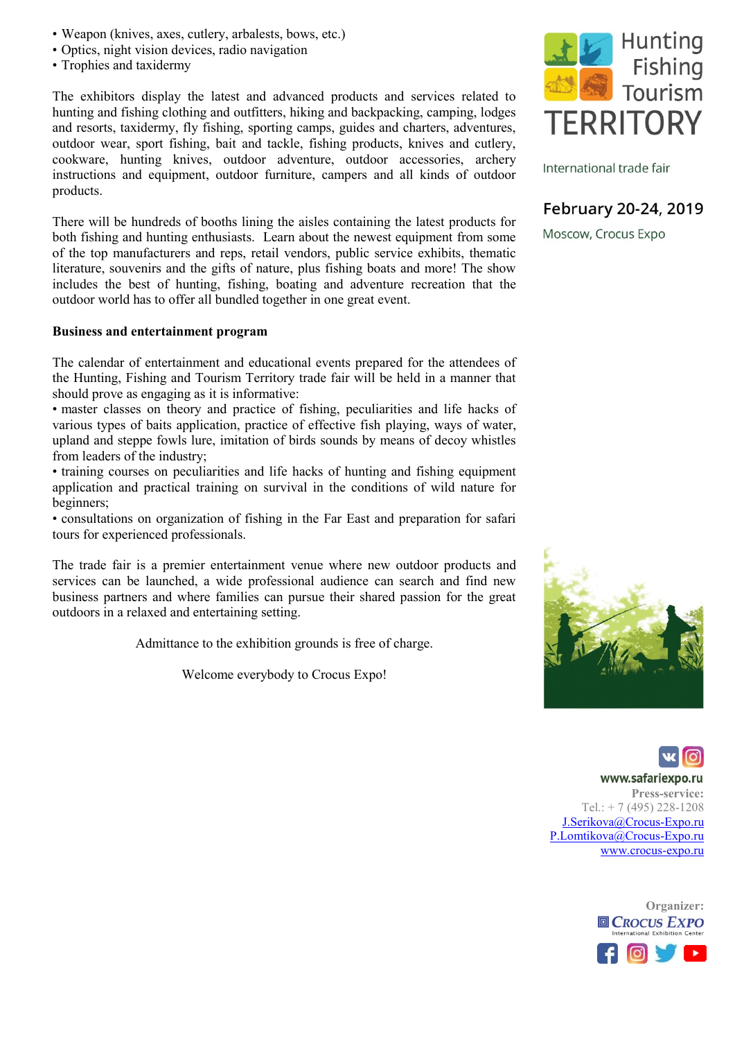- Weapon (knives, axes, cutlery, arbalests, bows, etc.)
- Optics, night vision devices, radio navigation
- Trophies and taxidermy

The exhibitors display the latest and advanced products and services related to hunting and fishing clothing and outfitters, hiking and backpacking, camping, lodges and resorts, taxidermy, fly fishing, sporting camps, guides and charters, adventures, outdoor wear, sport fishing, bait and tackle, fishing products, knives and cutlery, cookware, hunting knives, outdoor adventure, outdoor accessories, archery instructions and equipment, outdoor furniture, campers and all kinds of outdoor products.

There will be hundreds of booths lining the aisles containing the latest products for both fishing and hunting enthusiasts. Learn about the newest equipment from some of the top manufacturers and reps, retail vendors, public service exhibits, thematic literature, souvenirs and the gifts of nature, plus fishing boats and more! The show includes the best of hunting, fishing, boating and adventure recreation that the outdoor world has to offer all bundled together in one great event.

**Business and entertainment program**

The calendar of entertainment and educational events prepared for the attendees of the Hunting, Fishing and Tourism Territory trade fair will be held in a manner that should prove as engaging as it is informative:

- master classes on theory and practice of fishing, peculiarities and life hacks of various types of baits application, practice of effective fish playing, ways of water, upland and steppe fowls lure, imitation of birds sounds by means of decoy whistles from leaders of the industry;
- training courses on peculiarities and life hacks of hunting and fishing equipment application and practical training on survival in the conditions of wild nature for beginners;
- consultations on organization of fishing in the Far East and preparation for safari tours for experienced professionals.

The trade fair is a premier entertainment venue where new outdoor products and services can be launched, a wide professional audience can search and find new business partners and where families can pursue their shared passion for the great outdoors in a relaxed and entertaining setting.

Admittance to the exhibition grounds is free of charge.

Welcome everybody to Crocus Expo!

Hunting Fishing Tourism
TERRITORY

International trade fair

**February 20-24, 2019**

Moscow, Crocus Expo

**www.safariexpo.ru**

**Press-service:**
Tel.: + 7 (495) 228-1208
J.Serikova@Crocus-Expo.ru
P.Lomtikova@Crocus-Expo.ru
www.crocus-expo.ru

**Organizer:**
Crocus Expo
International Exhibition Center